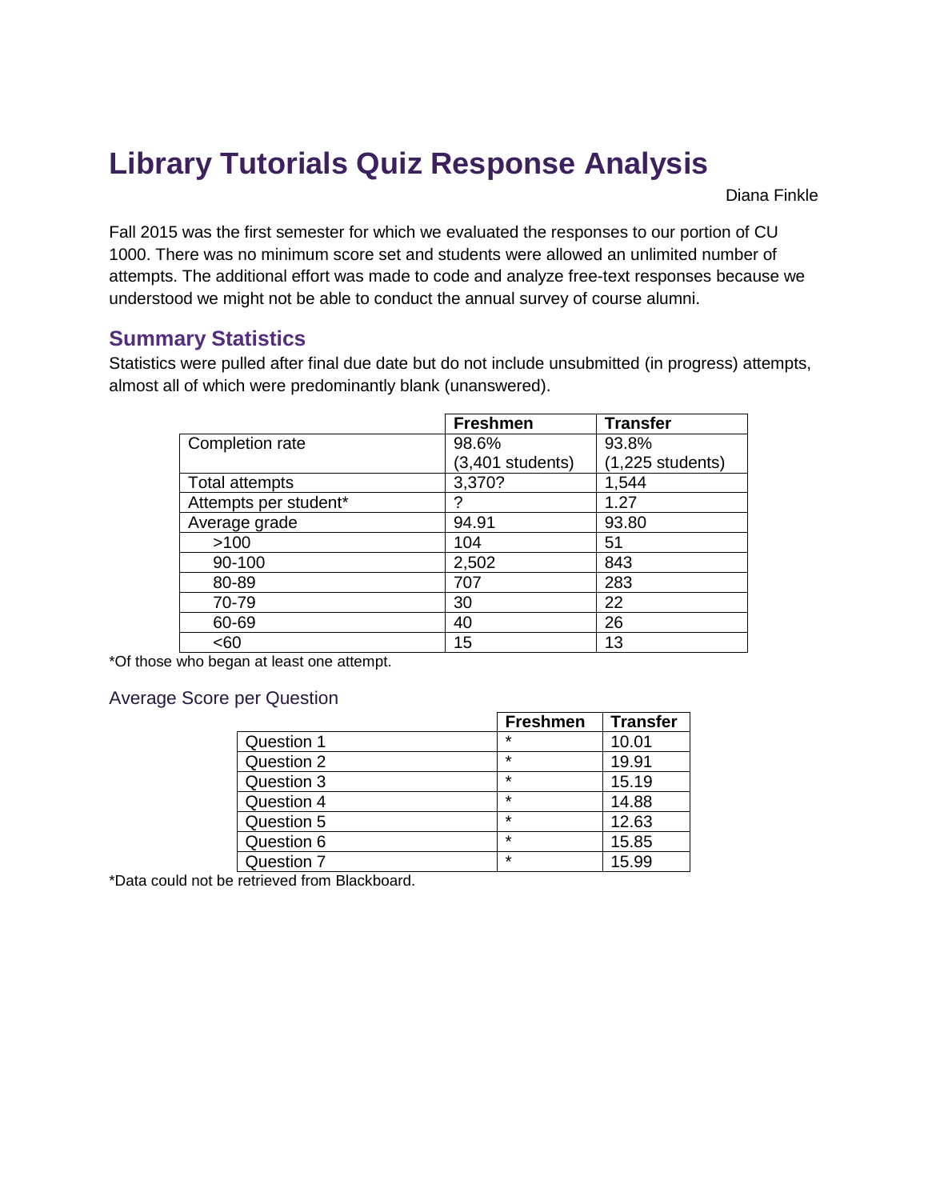# Library Tutorials Quiz Response Analysis

Diana Finkle

Fall 2015 was the first semester for which we evaluated the responses to our portion of CU 1000. There was no minimum score set and students were allowed an unlimited number of attempts. The additional effort was made to code and analyze free-text responses because we understood we might not be able to conduct the annual survey of course alumni.

## Summary Statistics

Statistics were pulled after final due date but do not include unsubmitted (in progress) attempts, almost all of which were predominantly blank (unanswered).

| | Freshmen | Transfer |
|---|---|---|
| Completion rate | 98.6% (3,401 students) | 93.8% (1,225 students) |
| Total attempts | 3,370? | 1,544 |
| Attempts per student* | ? | 1.27 |
| Average grade | 94.91 | 93.80 |
| >100 | 104 | 51 |
| 90-100 | 2,502 | 843 |
| 80-89 | 707 | 283 |
| 70-79 | 30 | 22 |
| 60-69 | 40 | 26 |
| <60 | 15 | 13 |

*Of those who began at least one attempt.

### Average Score per Question

| | Freshmen | Transfer |
|---|---|---|
| Question 1 | * | 10.01 |
| Question 2 | * | 19.91 |
| Question 3 | * | 15.19 |
| Question 4 | * | 14.88 |
| Question 5 | * | 12.63 |
| Question 6 | * | 15.85 |
| Question 7 | * | 15.99 |

*Data could not be retrieved from Blackboard.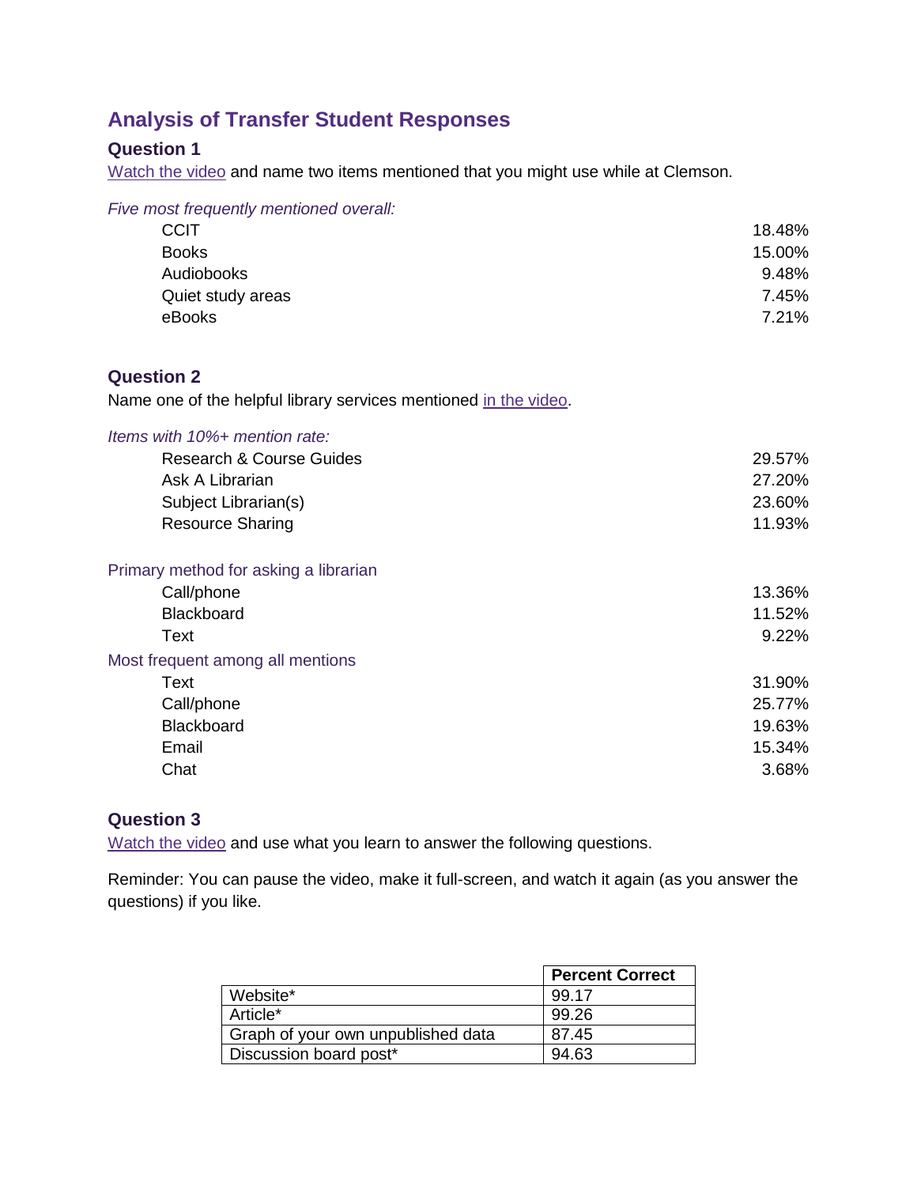## Analysis of Transfer Student Responses

### Question 1

[Watch the video] and name two items mentioned that you might use while at Clemson.

*Five most frequently mentioned overall:*

| | |
|---|---|
| CCIT | 18.48% |
| Books | 15.00% |
| Audiobooks | 9.48% |
| Quiet study areas | 7.45% |
| eBooks | 7.21% |

### Question 2

Name one of the helpful library services mentioned [in the video].

*Items with 10%+ mention rate:*

| | |
|---|---|
| Research & Course Guides | 29.57% |
| Ask A Librarian | 27.20% |
| Subject Librarian(s) | 23.60% |
| Resource Sharing | 11.93% |

Primary method for asking a librarian

| | |
|---|---|
| Call/phone | 13.36% |
| Blackboard | 11.52% |
| Text | 9.22% |

Most frequent among all mentions

| | |
|---|---|
| Text | 31.90% |
| Call/phone | 25.77% |
| Blackboard | 19.63% |
| Email | 15.34% |
| Chat | 3.68% |

### Question 3

[Watch the video] and use what you learn to answer the following questions.

Reminder: You can pause the video, make it full-screen, and watch it again (as you answer the questions) if you like.

| | Percent Correct |
|---|---|
| Website* | 99.17 |
| Article* | 99.26 |
| Graph of your own unpublished data | 87.45 |
| Discussion board post* | 94.63 |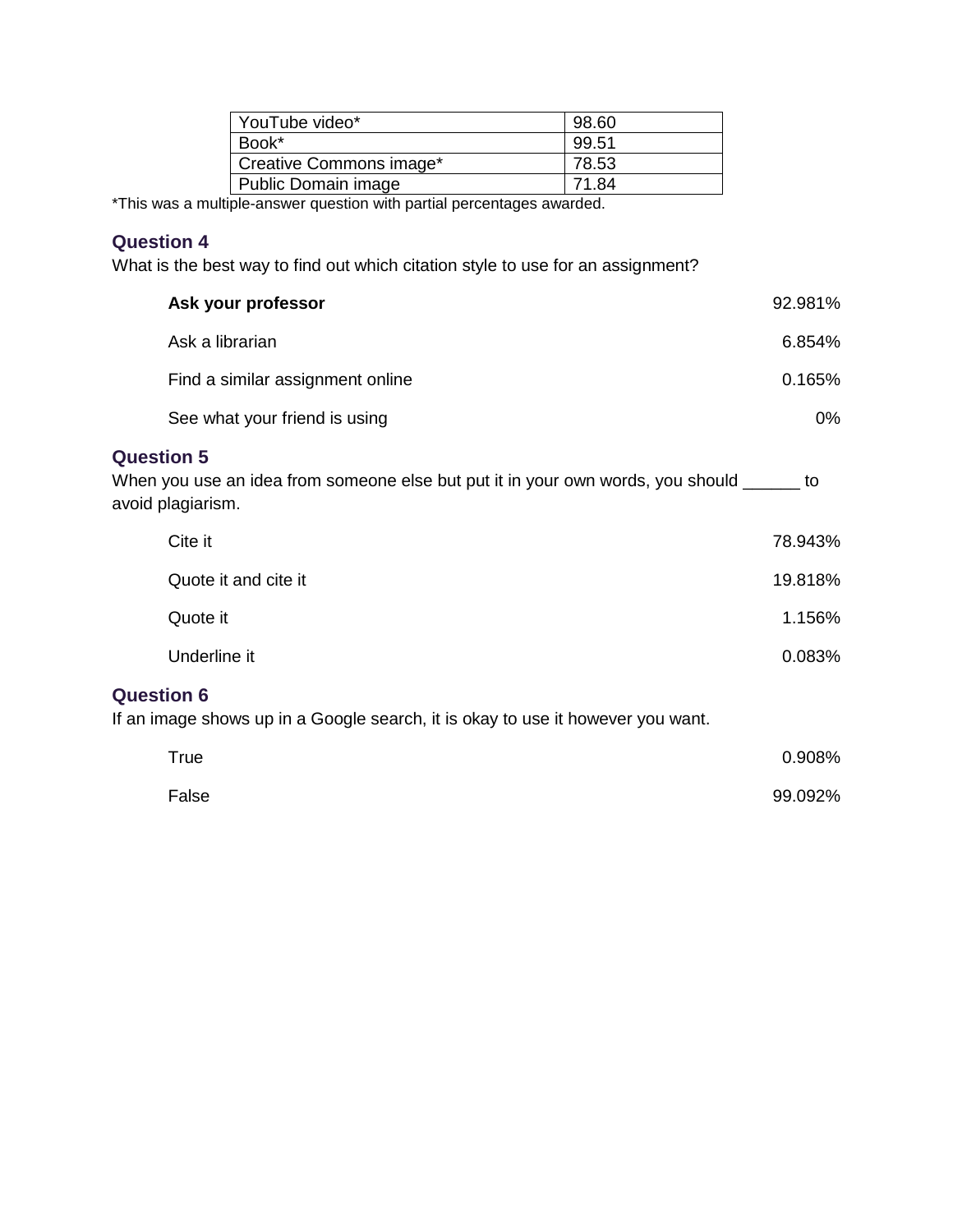| YouTube video* | 98.60 |
| --- | --- |
| Book* | 99.51 |
| Creative Commons image* | 78.53 |
| Public Domain image | 71.84 |

*This was a multiple-answer question with partial percentages awarded.

### Question 4

What is the best way to find out which citation style to use for an assignment?

| | |
| --- | --- |
| **Ask your professor** | 92.981% |
| Ask a librarian | 6.854% |
| Find a similar assignment online | 0.165% |
| See what your friend is using | 0% |

### Question 5

When you use an idea from someone else but put it in your own words, you should ______ to avoid plagiarism.

| | |
| --- | --- |
| Cite it | 78.943% |
| Quote it and cite it | 19.818% |
| Quote it | 1.156% |
| Underline it | 0.083% |

### Question 6

If an image shows up in a Google search, it is okay to use it however you want.

| | |
| --- | --- |
| True | 0.908% |
| False | 99.092% |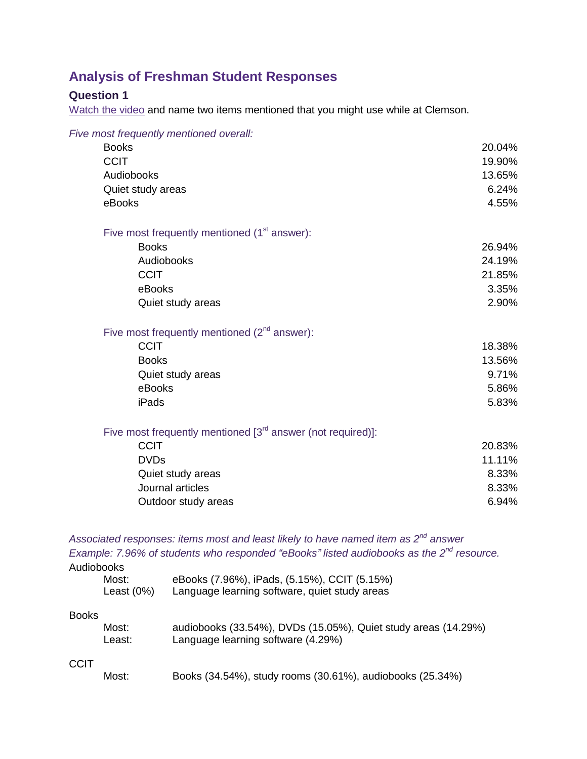## Analysis of Freshman Student Responses

### Question 1

Watch the video and name two items mentioned that you might use while at Clemson.

*Five most frequently mentioned overall:*

| Item | Percentage |
|---|---|
| Books | 20.04% |
| CCIT | 19.90% |
| Audiobooks | 13.65% |
| Quiet study areas | 6.24% |
| eBooks | 4.55% |

Five most frequently mentioned (1st answer):

| Item | Percentage |
|---|---|
| Books | 26.94% |
| Audiobooks | 24.19% |
| CCIT | 21.85% |
| eBooks | 3.35% |
| Quiet study areas | 2.90% |

Five most frequently mentioned (2nd answer):

| Item | Percentage |
|---|---|
| CCIT | 18.38% |
| Books | 13.56% |
| Quiet study areas | 9.71% |
| eBooks | 5.86% |
| iPads | 5.83% |

Five most frequently mentioned [3rd answer (not required)]:

| Item | Percentage |
|---|---|
| CCIT | 20.83% |
| DVDs | 11.11% |
| Quiet study areas | 8.33% |
| Journal articles | 8.33% |
| Outdoor study areas | 6.94% |

*Associated responses: items most and least likely to have named item as 2nd answer*
*Example: 7.96% of students who responded "eBooks" listed audiobooks as the 2nd resource.*

Audiobooks

- Most: eBooks (7.96%), iPads, (5.15%), CCIT (5.15%)
- Least (0%): Language learning software, quiet study areas

Books

- Most: audiobooks (33.54%), DVDs (15.05%), Quiet study areas (14.29%)
- Least: Language learning software (4.29%)

CCIT

- Most: Books (34.54%), study rooms (30.61%), audiobooks (25.34%)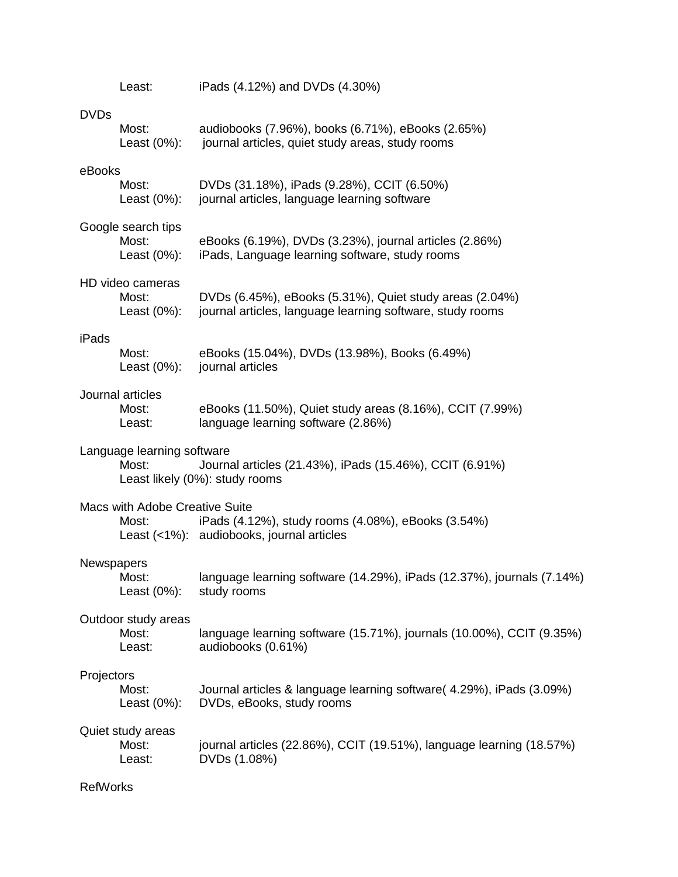Least: iPads (4.12%) and DVDs (4.30%)

DVDs

Most: audiobooks (7.96%), books (6.71%), eBooks (2.65%)
Least (0%): journal articles, quiet study areas, study rooms

eBooks

Most: DVDs (31.18%), iPads (9.28%), CCIT (6.50%)
Least (0%): journal articles, language learning software

Google search tips

Most: eBooks (6.19%), DVDs (3.23%), journal articles (2.86%)
Least (0%): iPads, Language learning software, study rooms

HD video cameras

Most: DVDs (6.45%), eBooks (5.31%), Quiet study areas (2.04%)
Least (0%): journal articles, language learning software, study rooms

iPads

Most: eBooks (15.04%), DVDs (13.98%), Books (6.49%)
Least (0%): journal articles

Journal articles

Most: eBooks (11.50%), Quiet study areas (8.16%), CCIT (7.99%)
Least: language learning software (2.86%)

Language learning software

Most: Journal articles (21.43%), iPads (15.46%), CCIT (6.91%)
Least likely (0%): study rooms

Macs with Adobe Creative Suite

Most: iPads (4.12%), study rooms (4.08%), eBooks (3.54%)
Least (<1%): audiobooks, journal articles

Newspapers

Most: language learning software (14.29%), iPads (12.37%), journals (7.14%)
Least (0%): study rooms

Outdoor study areas

Most: language learning software (15.71%), journals (10.00%), CCIT (9.35%)
Least: audiobooks (0.61%)

Projectors

Most: Journal articles & language learning software( 4.29%), iPads (3.09%)
Least (0%): DVDs, eBooks, study rooms

Quiet study areas

Most: journal articles (22.86%), CCIT (19.51%), language learning (18.57%)
Least: DVDs (1.08%)

RefWorks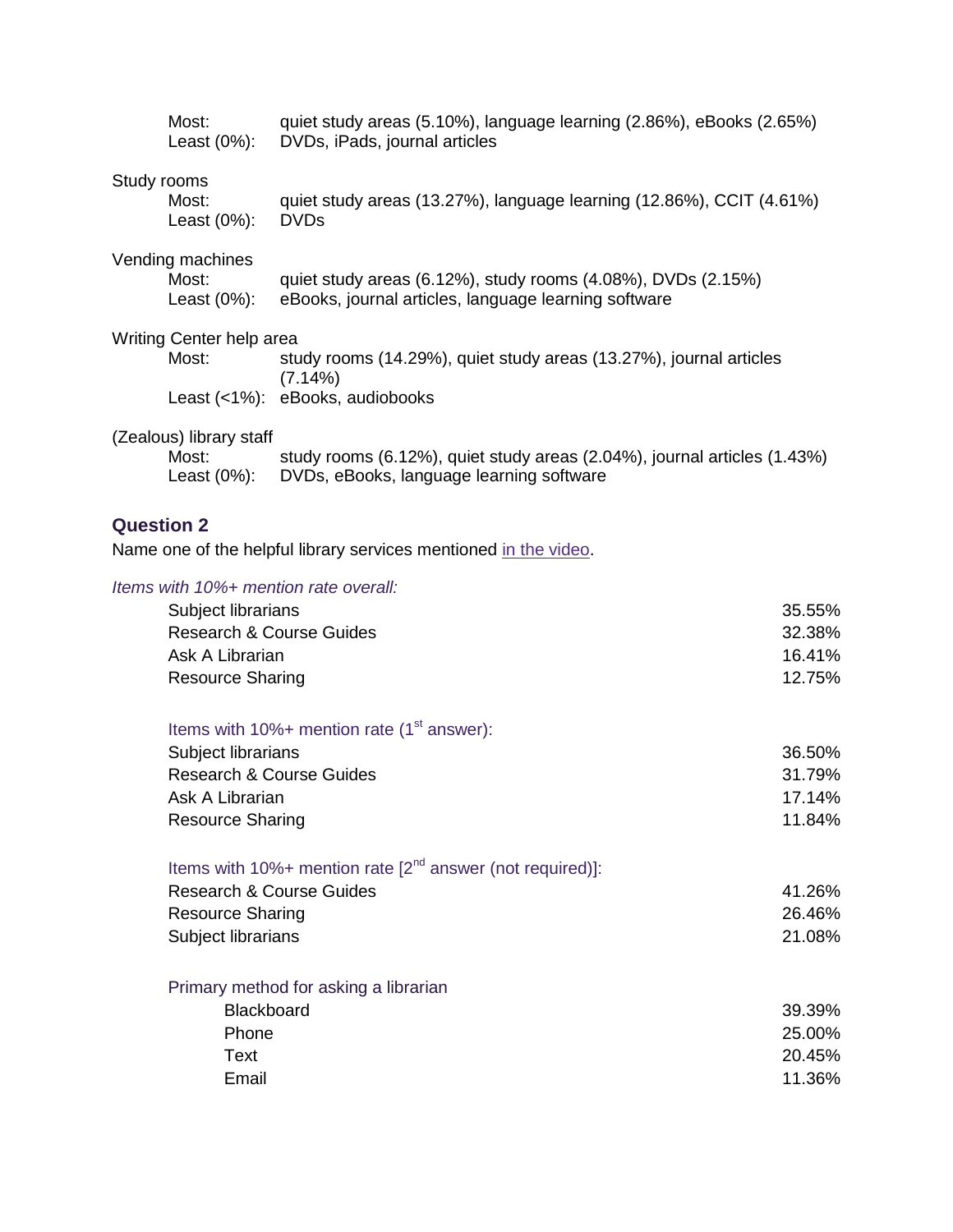Most: quiet study areas (5.10%), language learning (2.86%), eBooks (2.65%)
Least (0%): DVDs, iPads, journal articles

Study rooms
Most: quiet study areas (13.27%), language learning (12.86%), CCIT (4.61%)
Least (0%): DVDs

Vending machines
Most: quiet study areas (6.12%), study rooms (4.08%), DVDs (2.15%)
Least (0%): eBooks, journal articles, language learning software

Writing Center help area
Most: study rooms (14.29%), quiet study areas (13.27%), journal articles (7.14%)
Least (<1%): eBooks, audiobooks

(Zealous) library staff
Most: study rooms (6.12%), quiet study areas (2.04%), journal articles (1.43%)
Least (0%): DVDs, eBooks, language learning software

### Question 2

Name one of the helpful library services mentioned in the video.

*Items with 10%+ mention rate overall:*

| | |
|---|---|
| Subject librarians | 35.55% |
| Research & Course Guides | 32.38% |
| Ask A Librarian | 16.41% |
| Resource Sharing | 12.75% |

Items with 10%+ mention rate (1st answer):

| | |
|---|---|
| Subject librarians | 36.50% |
| Research & Course Guides | 31.79% |
| Ask A Librarian | 17.14% |
| Resource Sharing | 11.84% |

Items with 10%+ mention rate [2nd answer (not required)]:

| | |
|---|---|
| Research & Course Guides | 41.26% |
| Resource Sharing | 26.46% |
| Subject librarians | 21.08% |

Primary method for asking a librarian

| | |
|---|---|
| Blackboard | 39.39% |
| Phone | 25.00% |
| Text | 20.45% |
| Email | 11.36% |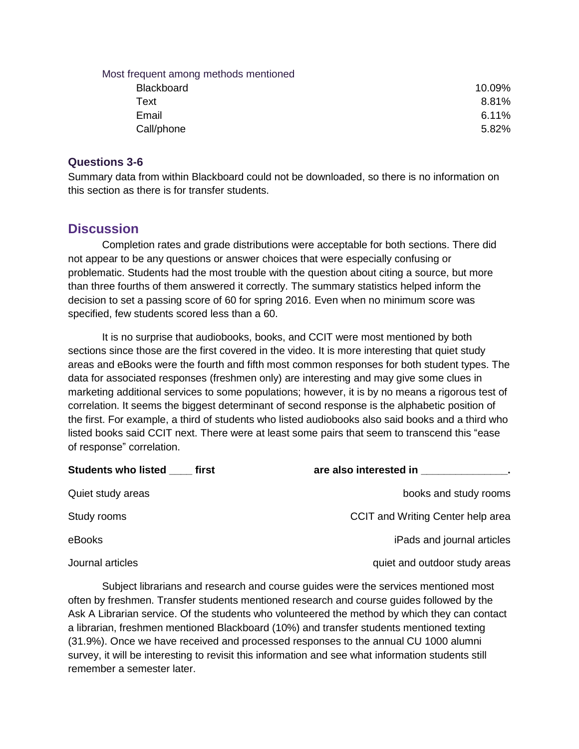Most frequent among methods mentioned

| | |
|---|---|
| Blackboard | 10.09% |
| Text | 8.81% |
| Email | 6.11% |
| Call/phone | 5.82% |

### Questions 3-6

Summary data from within Blackboard could not be downloaded, so there is no information on this section as there is for transfer students.

## Discussion

Completion rates and grade distributions were acceptable for both sections. There did not appear to be any questions or answer choices that were especially confusing or problematic. Students had the most trouble with the question about citing a source, but more than three fourths of them answered it correctly. The summary statistics helped inform the decision to set a passing score of 60 for spring 2016. Even when no minimum score was specified, few students scored less than a 60.

It is no surprise that audiobooks, books, and CCIT were most mentioned by both sections since those are the first covered in the video. It is more interesting that quiet study areas and eBooks were the fourth and fifth most common responses for both student types. The data for associated responses (freshmen only) are interesting and may give some clues in marketing additional services to some populations; however, it is by no means a rigorous test of correlation. It seems the biggest determinant of second response is the alphabetic position of the first. For example, a third of students who listed audiobooks also said books and a third who listed books said CCIT next. There were at least some pairs that seem to transcend this "ease of response" correlation.

| **Students who listed ____ first** | **are also interested in ______________.** |
|---|---|
| Quiet study areas | books and study rooms |
| Study rooms | CCIT and Writing Center help area |
| eBooks | iPads and journal articles |
| Journal articles | quiet and outdoor study areas |

Subject librarians and research and course guides were the services mentioned most often by freshmen. Transfer students mentioned research and course guides followed by the Ask A Librarian service. Of the students who volunteered the method by which they can contact a librarian, freshmen mentioned Blackboard (10%) and transfer students mentioned texting (31.9%). Once we have received and processed responses to the annual CU 1000 alumni survey, it will be interesting to revisit this information and see what information students still remember a semester later.